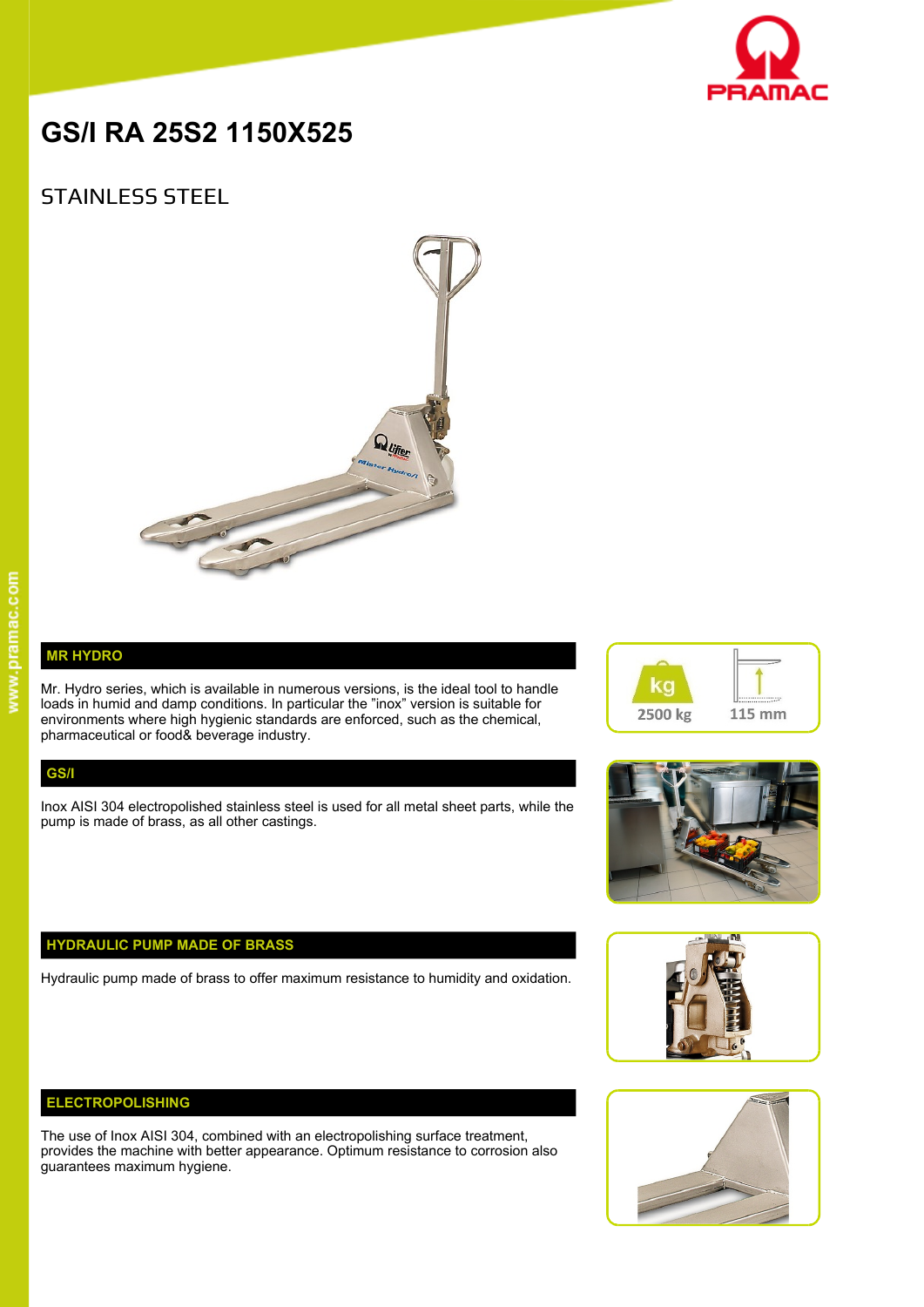# GS/I RA 25S2 1150X525

## STAINLESS STEEL

### MR HYDRO

Mr. Hydro series, which is available in numerous versions, is the ideal tool to handle loads in humid and damp conditions. In particular the "inox" version is suitable for environments where high hygienic standards are enforced, such as the chemical, pharmaceutical or food& beverage industry.

2500 kg

115 mm

### GS/I

Inox AISI 304 electropolished stainless steel is used for all metal sheet parts, while the pump is made of brass, as all other castings.

### HYDRAULIC PUMP MADE OF BRASS

Hydraulic pump made of brass to offer maximum resistance to humidity and oxidation.

### ELECTROPOLISHING

The use of Inox AISI 304, combined with an electropolishing surface treatment, provides the machine with better appearance. Optimum resistance to corrosion also guarantees maximum hygiene.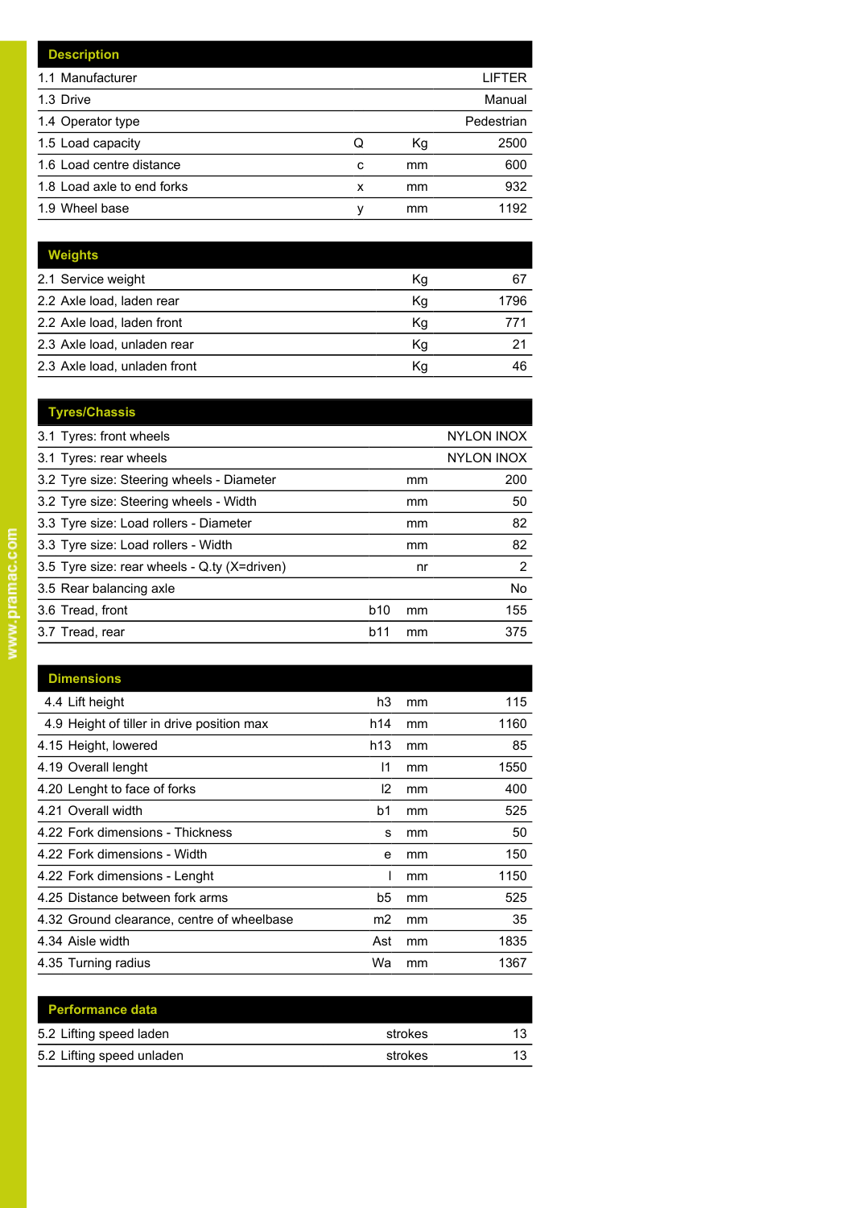| Description | | | |
|---|---|---|---|
| 1.1 Manufacturer | | | LIFTER |
| 1.3 Drive | | | Manual |
| 1.4 Operator type | | | Pedestrian |
| 1.5 Load capacity | Q | Kg | 2500 |
| 1.6 Load centre distance | c | mm | 600 |
| 1.8 Load axle to end forks | x | mm | 932 |
| 1.9 Wheel base | y | mm | 1192 |

| Weights | | | |
|---|---|---|---|
| 2.1 Service weight | | Kg | 67 |
| 2.2 Axle load, laden rear | | Kg | 1796 |
| 2.2 Axle load, laden front | | Kg | 771 |
| 2.3 Axle load, unladen rear | | Kg | 21 |
| 2.3 Axle load, unladen front | | Kg | 46 |

| Tyres/Chassis | | | |
|---|---|---|---|
| 3.1 Tyres: front wheels | | | NYLON INOX |
| 3.1 Tyres: rear wheels | | | NYLON INOX |
| 3.2 Tyre size: Steering wheels - Diameter | | mm | 200 |
| 3.2 Tyre size: Steering wheels - Width | | mm | 50 |
| 3.3 Tyre size: Load rollers - Diameter | | mm | 82 |
| 3.3 Tyre size: Load rollers - Width | | mm | 82 |
| 3.5 Tyre size: rear wheels - Q.ty (X=driven) | | nr | 2 |
| 3.5 Rear balancing axle | | | No |
| 3.6 Tread, front | b10 | mm | 155 |
| 3.7 Tread, rear | b11 | mm | 375 |

| Dimensions | | | |
|---|---|---|---|
| 4.4 Lift height | h3 | mm | 115 |
| 4.9 Height of tiller in drive position max | h14 | mm | 1160 |
| 4.15 Height, lowered | h13 | mm | 85 |
| 4.19 Overall lenght | l1 | mm | 1550 |
| 4.20 Lenght to face of forks | l2 | mm | 400 |
| 4.21 Overall width | b1 | mm | 525 |
| 4.22 Fork dimensions - Thickness | s | mm | 50 |
| 4.22 Fork dimensions - Width | e | mm | 150 |
| 4.22 Fork dimensions - Lenght | l | mm | 1150 |
| 4.25 Distance between fork arms | b5 | mm | 525 |
| 4.32 Ground clearance, centre of wheelbase | m2 | mm | 35 |
| 4.34 Aisle width | Ast | mm | 1835 |
| 4.35 Turning radius | Wa | mm | 1367 |

| Performance data | | | |
|---|---|---|---|
| 5.2 Lifting speed laden | | strokes | 13 |
| 5.2 Lifting speed unladen | | strokes | 13 |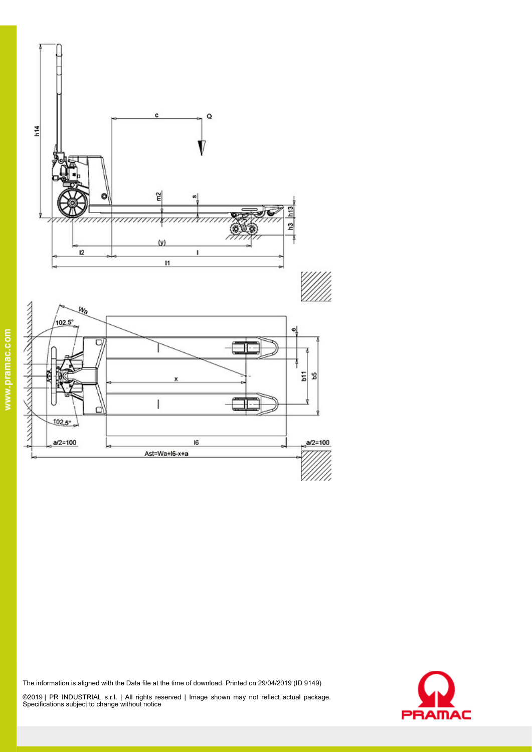h14

c

Q

m2

s

h13

h3

l2

(y)

l

l1

Wa

102,5°

e

x

b11

b5

102,5°

a/2=100

l6

a/2=100

Ast=Wa+l6-x+a

The information is aligned with the Data file at the time of download. Printed on 29/04/2019 (ID 9149)

©2019 | PR INDUSTRIAL s.r.l. | All rights reserved | Image shown may not reflect actual package. Specifications subject to change without notice